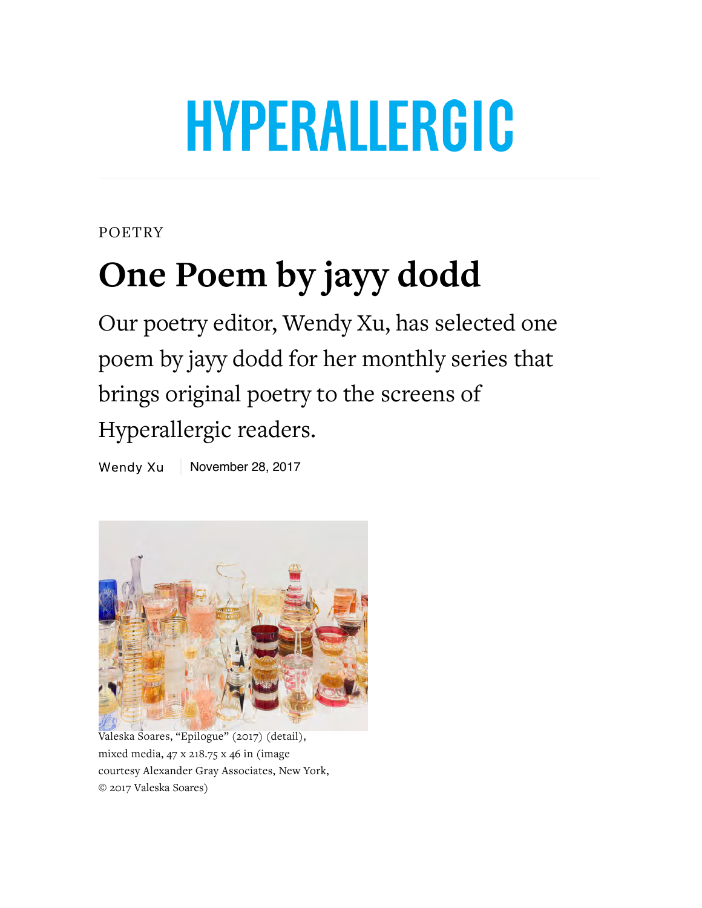# HYPERALLERGIC

POETRY

## One Poem by jayy dodd

Our poetry editor, Wendy Xu, has selected one poem by jayy dodd for her monthly series that brings original poetry to the screens of Hyperallergic readers.

Wendy Xu | November 28, 2017

Valeska Soares, "Epilogue" (2017) (detail), mixed media, 47 x 218.75 x 46 in (image courtesy Alexander Gray Associates, New York, © 2017 Valeska Soares)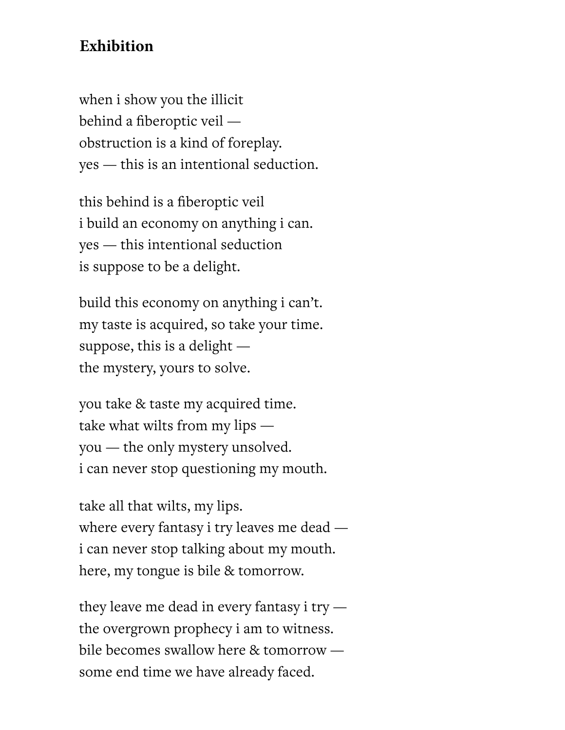## Exhibition

when i show you the illicit  
behind a fiberoptic veil —  
obstruction is a kind of foreplay.  
yes — this is an intentional seduction.

this behind is a fiberoptic veil  
i build an economy on anything i can.  
yes — this intentional seduction  
is suppose to be a delight.

build this economy on anything i can't.  
my taste is acquired, so take your time.  
suppose, this is a delight —  
the mystery, yours to solve.

you take & taste my acquired time.  
take what wilts from my lips —  
you — the only mystery unsolved.  
i can never stop questioning my mouth.

take all that wilts, my lips.  
where every fantasy i try leaves me dead —  
i can never stop talking about my mouth.  
here, my tongue is bile & tomorrow.

they leave me dead in every fantasy i try —  
the overgrown prophecy i am to witness.  
bile becomes swallow here & tomorrow —  
some end time we have already faced.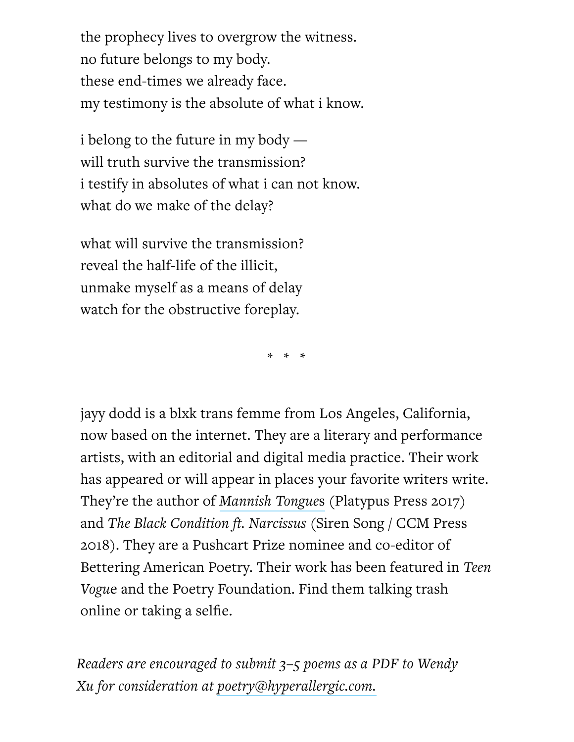the prophecy lives to overgrow the witness.
no future belongs to my body.
these end-times we already face.
my testimony is the absolute of what i know.

i belong to the future in my body —
will truth survive the transmission?
i testify in absolutes of what i can not know.
what do we make of the delay?

what will survive the transmission?
reveal the half-life of the illicit,
unmake myself as a means of delay
watch for the obstructive foreplay.

\* \* \*

jayy dodd is a blxk trans femme from Los Angeles, California, now based on the internet. They are a literary and performance artists, with an editorial and digital media practice. Their work has appeared or will appear in places your favorite writers write. They're the author of *Mannish Tongues* (Platypus Press 2017) and *The Black Condition ft. Narcissus* (Siren Song / CCM Press 2018). They are a Pushcart Prize nominee and co-editor of Bettering American Poetry. Their work has been featured in *Teen Vogue* and the Poetry Foundation. Find them talking trash online or taking a selfie.

*Readers are encouraged to submit 3–5 poems as a PDF to Wendy Xu for consideration at poetry@hyperallergic.com.*